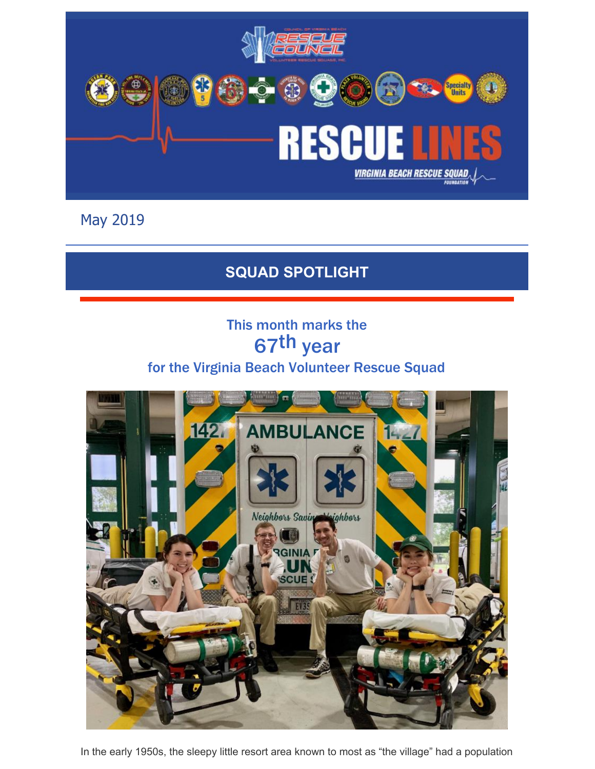# RESCUE LINES

VIRGINIA BEACH RESCUE SQUAD FOUNDATION

May 2019

## SQUAD SPOTLIGHT

### This month marks the 67th year for the Virginia Beach Volunteer Rescue Squad

In the early 1950s, the sleepy little resort area known to most as "the village" had a population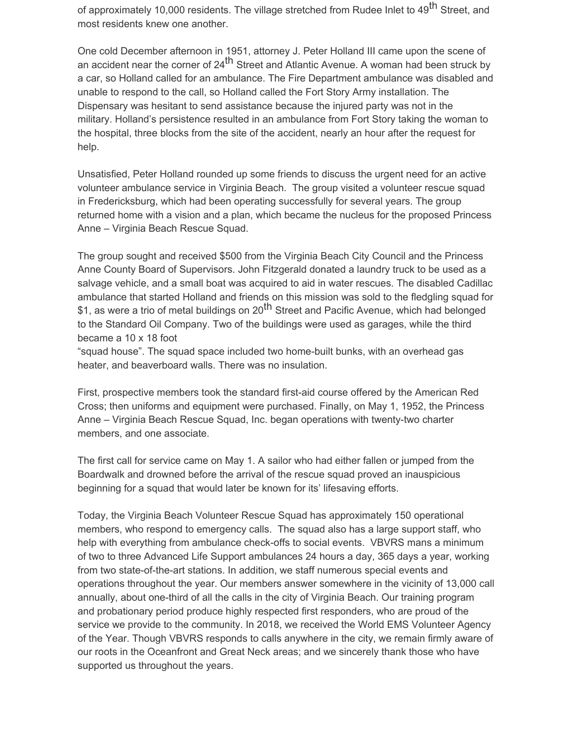of approximately 10,000 residents. The village stretched from Rudee Inlet to 49th Street, and most residents knew one another.

One cold December afternoon in 1951, attorney J. Peter Holland III came upon the scene of an accident near the corner of 24th Street and Atlantic Avenue. A woman had been struck by a car, so Holland called for an ambulance. The Fire Department ambulance was disabled and unable to respond to the call, so Holland called the Fort Story Army installation. The Dispensary was hesitant to send assistance because the injured party was not in the military. Holland's persistence resulted in an ambulance from Fort Story taking the woman to the hospital, three blocks from the site of the accident, nearly an hour after the request for help.

Unsatisfied, Peter Holland rounded up some friends to discuss the urgent need for an active volunteer ambulance service in Virginia Beach. The group visited a volunteer rescue squad in Fredericksburg, which had been operating successfully for several years. The group returned home with a vision and a plan, which became the nucleus for the proposed Princess Anne – Virginia Beach Rescue Squad.

The group sought and received $500 from the Virginia Beach City Council and the Princess Anne County Board of Supervisors. John Fitzgerald donated a laundry truck to be used as a salvage vehicle, and a small boat was acquired to aid in water rescues. The disabled Cadillac ambulance that started Holland and friends on this mission was sold to the fledgling squad for $1, as were a trio of metal buildings on 20th Street and Pacific Avenue, which had belonged to the Standard Oil Company. Two of the buildings were used as garages, while the third became a 10 x 18 foot "squad house". The squad space included two home-built bunks, with an overhead gas heater, and beaverboard walls. There was no insulation.

First, prospective members took the standard first-aid course offered by the American Red Cross; then uniforms and equipment were purchased. Finally, on May 1, 1952, the Princess Anne – Virginia Beach Rescue Squad, Inc. began operations with twenty-two charter members, and one associate.

The first call for service came on May 1. A sailor who had either fallen or jumped from the Boardwalk and drowned before the arrival of the rescue squad proved an inauspicious beginning for a squad that would later be known for its' lifesaving efforts.

Today, the Virginia Beach Volunteer Rescue Squad has approximately 150 operational members, who respond to emergency calls. The squad also has a large support staff, who help with everything from ambulance check-offs to social events. VBVRS mans a minimum of two to three Advanced Life Support ambulances 24 hours a day, 365 days a year, working from two state-of-the-art stations. In addition, we staff numerous special events and operations throughout the year. Our members answer somewhere in the vicinity of 13,000 call annually, about one-third of all the calls in the city of Virginia Beach. Our training program and probationary period produce highly respected first responders, who are proud of the service we provide to the community. In 2018, we received the World EMS Volunteer Agency of the Year. Though VBVRS responds to calls anywhere in the city, we remain firmly aware of our roots in the Oceanfront and Great Neck areas; and we sincerely thank those who have supported us throughout the years.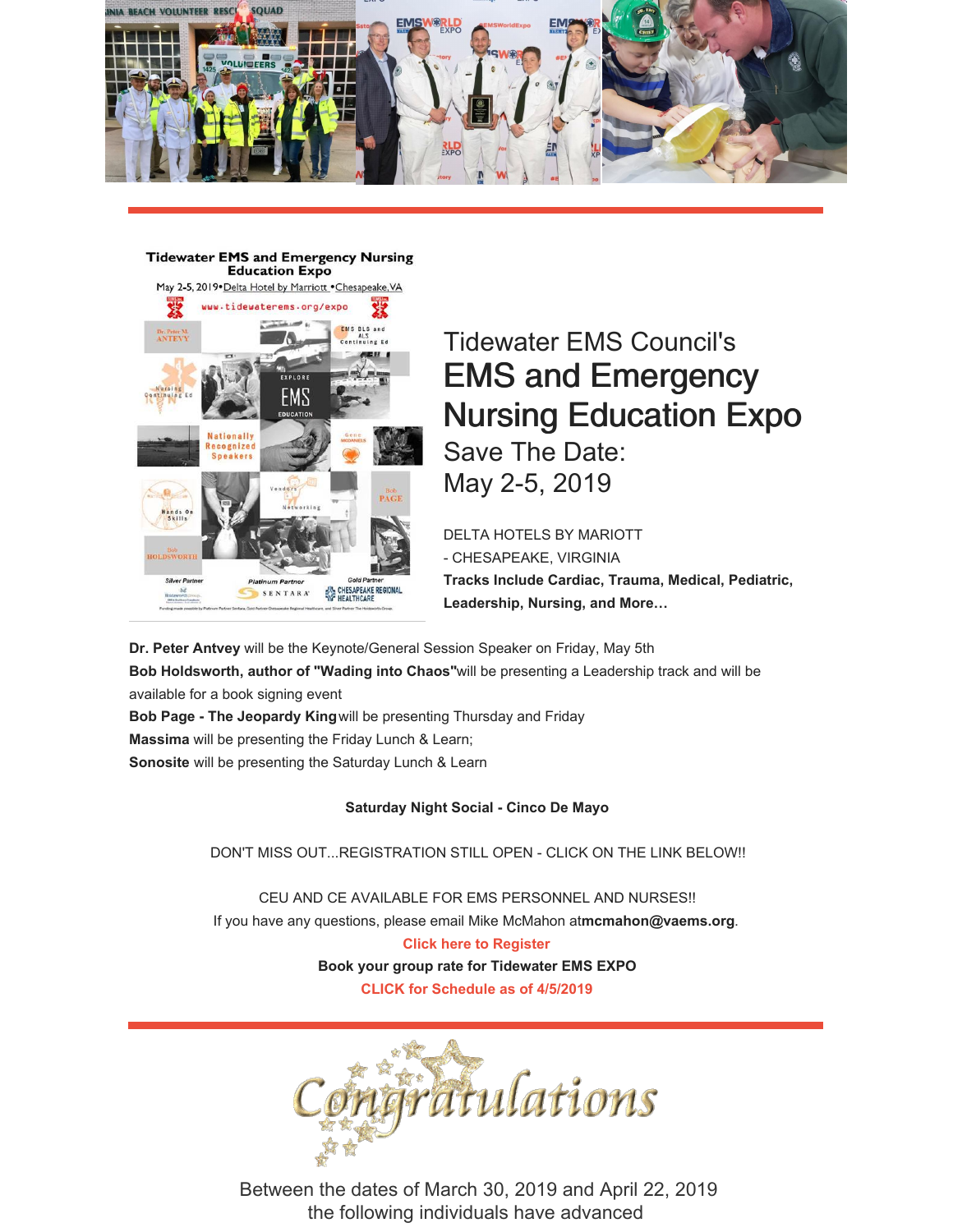Tidewater EMS Council's

# EMS and Emergency Nursing Education Expo

## Save The Date: May 2-5, 2019

DELTA HOTELS BY MARIOTT - CHESAPEAKE, VIRGINIA

**Tracks Include Cardiac, Trauma, Medical, Pediatric, Leadership, Nursing, and More…**

**Dr. Peter Antvey** will be the Keynote/General Session Speaker on Friday, May 5th
**Bob Holdsworth, author of "Wading into Chaos"** will be presenting a Leadership track and will be available for a book signing event
**Bob Page - The Jeopardy King** will be presenting Thursday and Friday
**Massima** will be presenting the Friday Lunch & Learn;
**Sonosite** will be presenting the Saturday Lunch & Learn

**Saturday Night Social - Cinco De Mayo**

DON'T MISS OUT...REGISTRATION STILL OPEN - CLICK ON THE LINK BELOW!!

CEU AND CE AVAILABLE FOR EMS PERSONNEL AND NURSES!!
If you have any questions, please email Mike McMahon at **mcmahon@vaems.org**.

**Click here to Register**

**Book your group rate for Tidewater EMS EXPO**

**CLICK for Schedule as of 4/5/2019**

# Congratulations

Between the dates of March 30, 2019 and April 22, 2019 the following individuals have advanced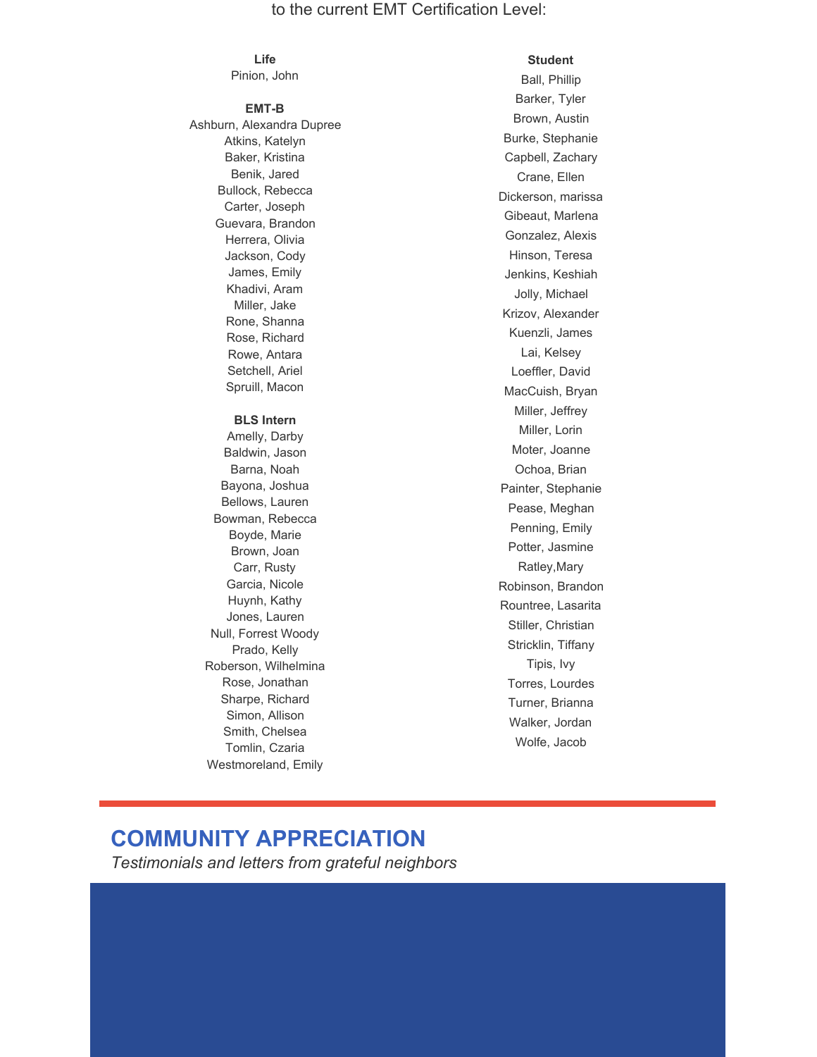to the current EMT Certification Level:

**Life**

Pinion, John

**EMT-B**

Ashburn, Alexandra Dupree
Atkins, Katelyn
Baker, Kristina
Benik, Jared
Bullock, Rebecca
Carter, Joseph
Guevara, Brandon
Herrera, Olivia
Jackson, Cody
James, Emily
Khadivi, Aram
Miller, Jake
Rone, Shanna
Rose, Richard
Rowe, Antara
Setchell, Ariel
Spruill, Macon

**BLS Intern**

Amelly, Darby
Baldwin, Jason
Barna, Noah
Bayona, Joshua
Bellows, Lauren
Bowman, Rebecca
Boyde, Marie
Brown, Joan
Carr, Rusty
Garcia, Nicole
Huynh, Kathy
Jones, Lauren
Null, Forrest Woody
Prado, Kelly
Roberson, Wilhelmina
Rose, Jonathan
Sharpe, Richard
Simon, Allison
Smith, Chelsea
Tomlin, Czaria
Westmoreland, Emily

**Student**

Ball, Phillip
Barker, Tyler
Brown, Austin
Burke, Stephanie
Capbell, Zachary
Crane, Ellen
Dickerson, marissa
Gibeaut, Marlena
Gonzalez, Alexis
Hinson, Teresa
Jenkins, Keshiah
Jolly, Michael
Krizov, Alexander
Kuenzli, James
Lai, Kelsey
Loeffler, David
MacCuish, Bryan
Miller, Jeffrey
Miller, Lorin
Moter, Joanne
Ochoa, Brian
Painter, Stephanie
Pease, Meghan
Penning, Emily
Potter, Jasmine
Ratley,Mary
Robinson, Brandon
Rountree, Lasarita
Stiller, Christian
Stricklin, Tiffany
Tipis, Ivy
Torres, Lourdes
Turner, Brianna
Walker, Jordan
Wolfe, Jacob

## COMMUNITY APPRECIATION

*Testimonials and letters from grateful neighbors*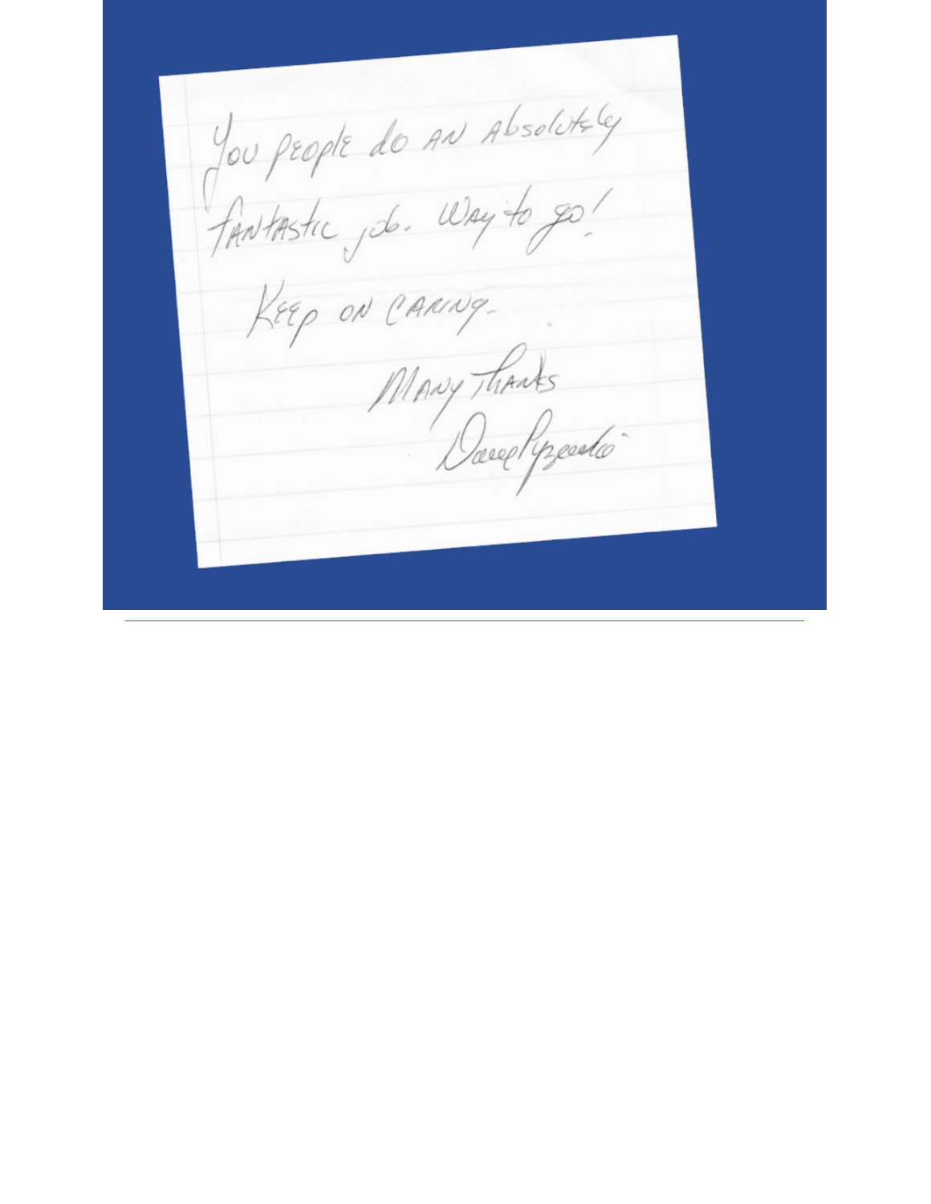You people do an absolutely fantastic job. Way to go!

Keep on caring.

Many thanks

Dave Pizzuto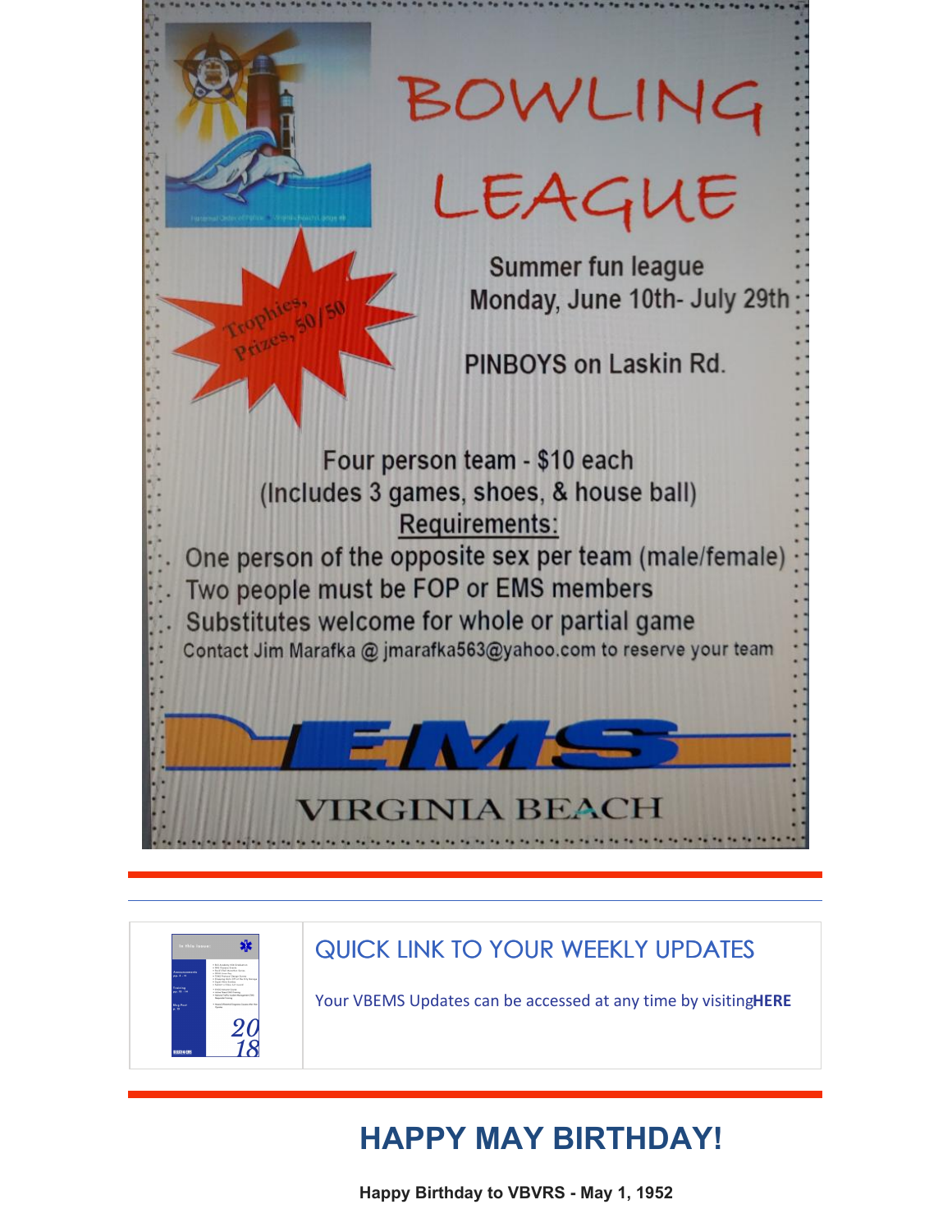# BOWLING LEAGUE

Trophies, Prizes, 50/50

Summer fun league
Monday, June 10th- July 29th

PINBOYS on Laskin Rd.

Four person team - $10 each
(Includes 3 games, shoes, & house ball)

Requirements:

- One person of the opposite sex per team (male/female)
- Two people must be FOP or EMS members
- Substitutes welcome for whole or partial game

Contact Jim Marafka @ jmarafka563@yahoo.com to reserve your team

EMS

VIRGINIA BEACH

---

## QUICK LINK TO YOUR WEEKLY UPDATES

Your VBEMS Updates can be accessed at any time by visiting**HERE**

---

## HAPPY MAY BIRTHDAY!

**Happy Birthday to VBVRS - May 1, 1952**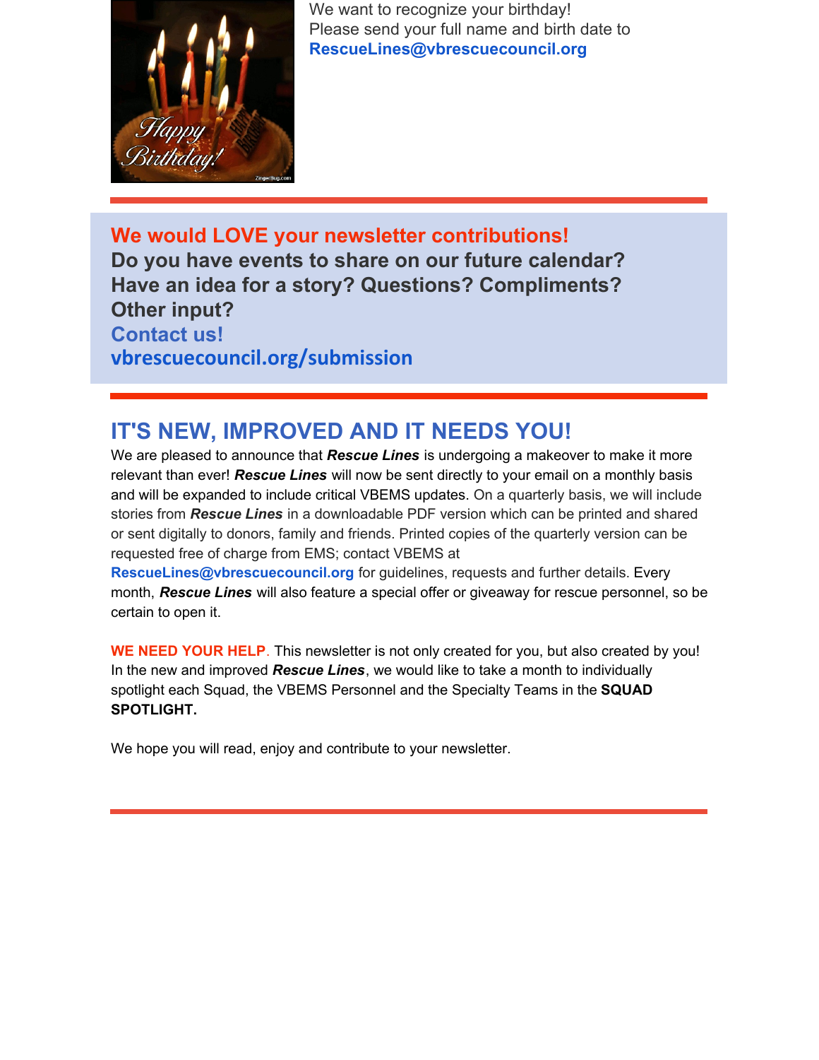We want to recognize your birthday!
Please send your full name and birth date to **RescueLines@vbrescuecouncil.org**

---

**We would LOVE your newsletter contributions!**
**Do you have events to share on our future calendar?**
**Have an idea for a story? Questions? Compliments?**
**Other input?**
**Contact us!**
**vbrescuecouncil.org/submission**

---

## IT'S NEW, IMPROVED AND IT NEEDS YOU!

We are pleased to announce that ***Rescue Lines*** is undergoing a makeover to make it more relevant than ever! ***Rescue Lines*** will now be sent directly to your email on a monthly basis and will be expanded to include critical VBEMS updates. On a quarterly basis, we will include stories from ***Rescue Lines*** in a downloadable PDF version which can be printed and shared or sent digitally to donors, family and friends. Printed copies of the quarterly version can be requested free of charge from EMS; contact VBEMS at **RescueLines@vbrescuecouncil.org** for guidelines, requests and further details. Every month, ***Rescue Lines*** will also feature a special offer or giveaway for rescue personnel, so be certain to open it.

**WE NEED YOUR HELP**. This newsletter is not only created for you, but also created by you! In the new and improved ***Rescue Lines***, we would like to take a month to individually spotlight each Squad, the VBEMS Personnel and the Specialty Teams in the **SQUAD SPOTLIGHT.**

We hope you will read, enjoy and contribute to your newsletter.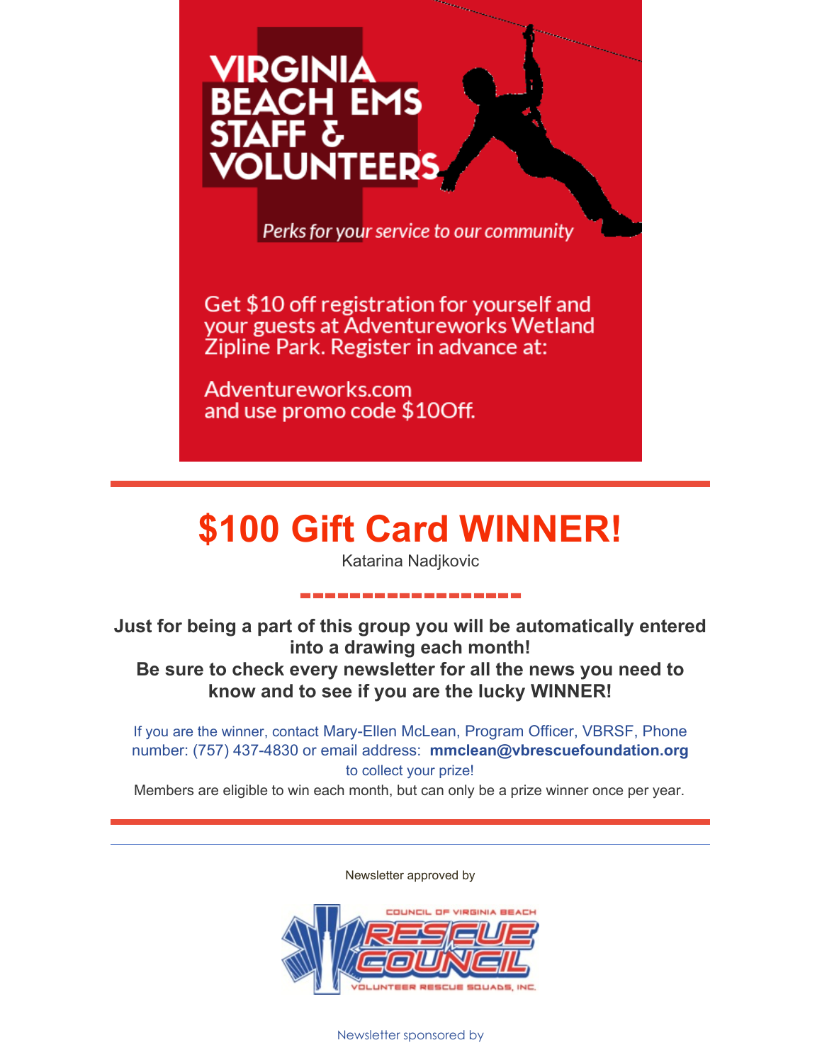**VIRGINIA BEACH EMS STAFF & VOLUNTEERS**

*Perks for your service to our community*

Get $10 off registration for yourself and your guests at Adventureworks Wetland Zipline Park. Register in advance at:

Adventureworks.com and use promo code $10Off.

---

# $100 Gift Card WINNER!

Katarina Nadjkovic

**Just for being a part of this group you will be automatically entered into a drawing each month!**
**Be sure to check every newsletter for all the news you need to know and to see if you are the lucky WINNER!**

If you are the winner, contact Mary-Ellen McLean, Program Officer, VBRSF, Phone number: (757) 437-4830 or email address: **mmclean@vbrescuefoundation.org** to collect your prize!

Members are eligible to win each month, but can only be a prize winner once per year.

---

Newsletter approved by

COUNCIL OF VIRGINIA BEACH RESCUE COUNCIL VOLUNTEER RESCUE SQUADS, INC.

Newsletter sponsored by